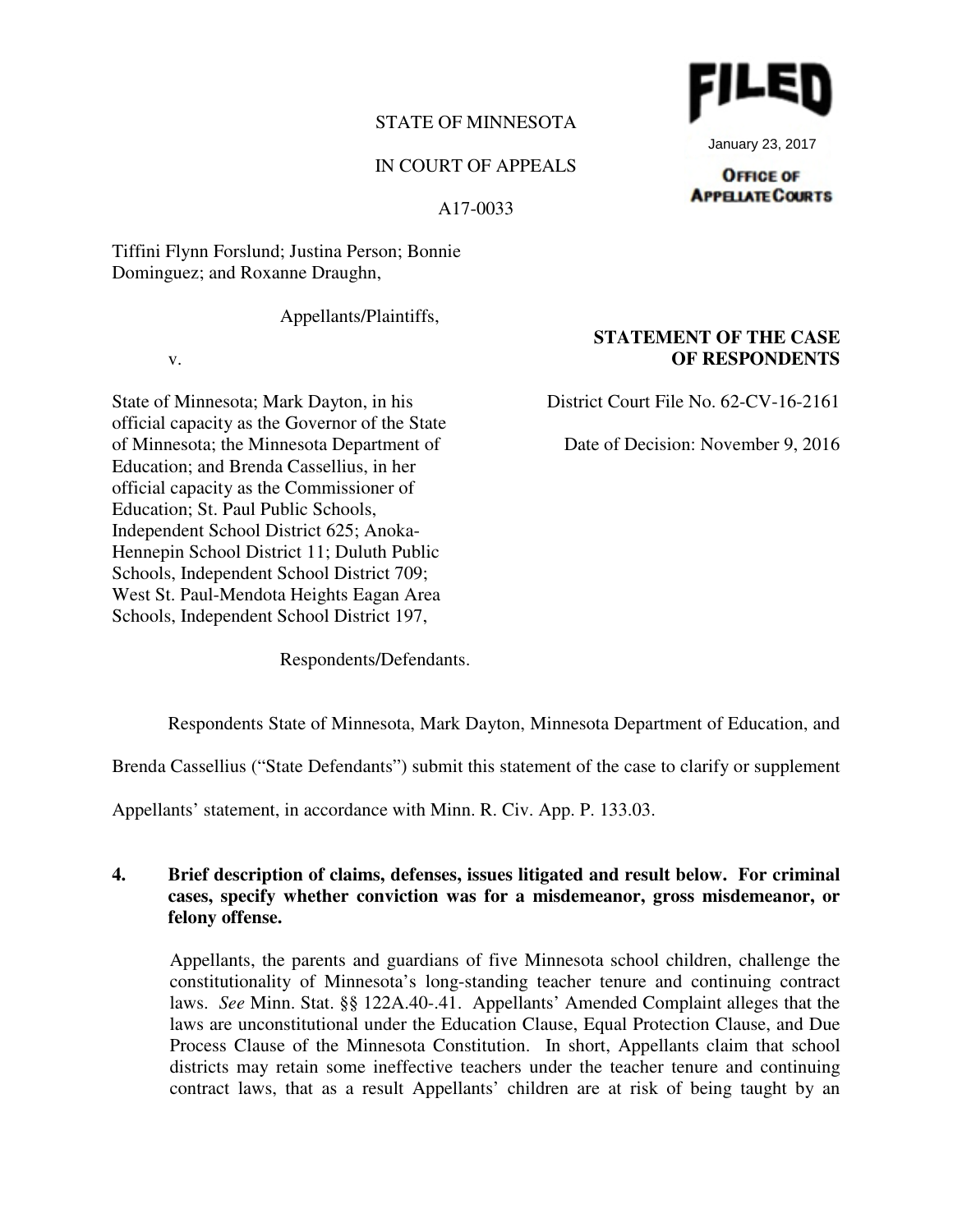FILED

January 23, 2017

OFFICE OF APPELLATE COURTS

STATE OF MINNESOTA

IN COURT OF APPEALS

A17-0033

Tiffini Flynn Forslund; Justina Person; Bonnie Dominguez; and Roxanne Draughn,

Appellants/Plaintiffs,

v.

State of Minnesota; Mark Dayton, in his official capacity as the Governor of the State of Minnesota; the Minnesota Department of Education; and Brenda Cassellius, in her official capacity as the Commissioner of Education; St. Paul Public Schools, Independent School District 625; Anoka-Hennepin School District 11; Duluth Public Schools, Independent School District 709; West St. Paul-Mendota Heights Eagan Area Schools, Independent School District 197,

Respondents/Defendants.

**STATEMENT OF THE CASE OF RESPONDENTS**

District Court File No. 62-CV-16-2161

Date of Decision: November 9, 2016

Respondents State of Minnesota, Mark Dayton, Minnesota Department of Education, and Brenda Cassellius ("State Defendants") submit this statement of the case to clarify or supplement Appellants' statement, in accordance with Minn. R. Civ. App. P. 133.03.

**4. Brief description of claims, defenses, issues litigated and result below. For criminal cases, specify whether conviction was for a misdemeanor, gross misdemeanor, or felony offense.**

Appellants, the parents and guardians of five Minnesota school children, challenge the constitutionality of Minnesota's long-standing teacher tenure and continuing contract laws. *See* Minn. Stat. §§ 122A.40-.41. Appellants' Amended Complaint alleges that the laws are unconstitutional under the Education Clause, Equal Protection Clause, and Due Process Clause of the Minnesota Constitution. In short, Appellants claim that school districts may retain some ineffective teachers under the teacher tenure and continuing contract laws, that as a result Appellants' children are at risk of being taught by an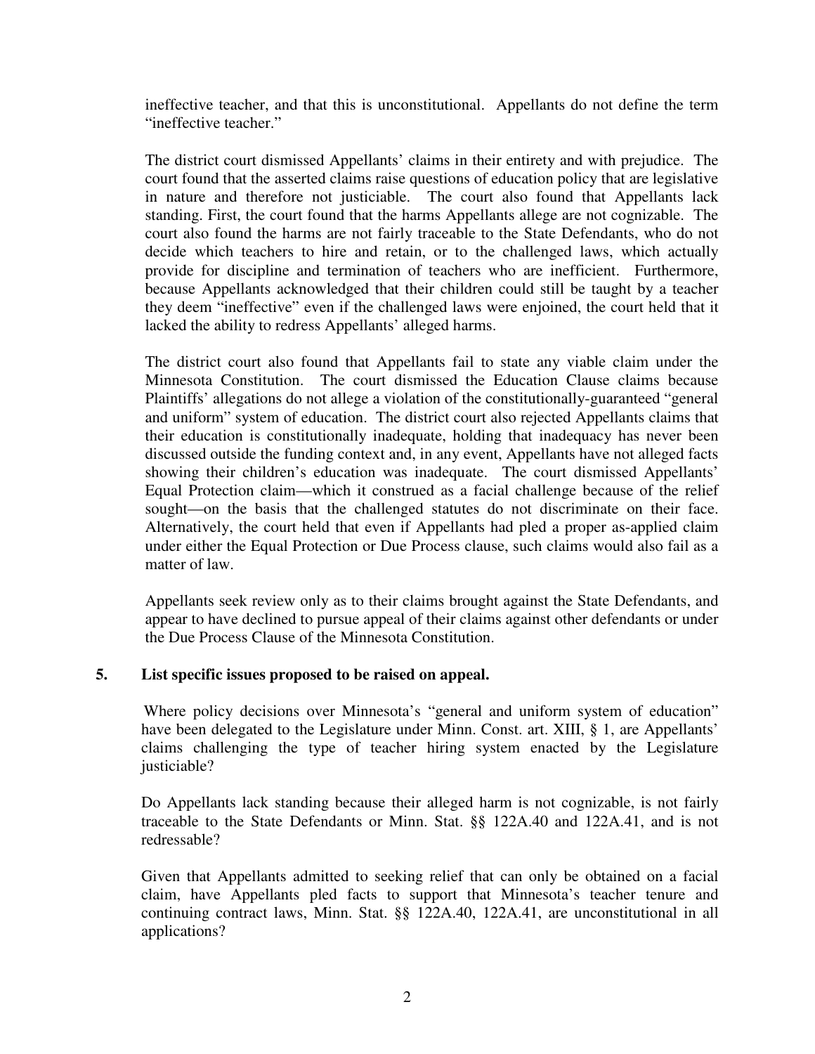ineffective teacher, and that this is unconstitutional. Appellants do not define the term "ineffective teacher."

The district court dismissed Appellants' claims in their entirety and with prejudice. The court found that the asserted claims raise questions of education policy that are legislative in nature and therefore not justiciable. The court also found that Appellants lack standing. First, the court found that the harms Appellants allege are not cognizable. The court also found the harms are not fairly traceable to the State Defendants, who do not decide which teachers to hire and retain, or to the challenged laws, which actually provide for discipline and termination of teachers who are inefficient. Furthermore, because Appellants acknowledged that their children could still be taught by a teacher they deem "ineffective" even if the challenged laws were enjoined, the court held that it lacked the ability to redress Appellants' alleged harms.

The district court also found that Appellants fail to state any viable claim under the Minnesota Constitution. The court dismissed the Education Clause claims because Plaintiffs' allegations do not allege a violation of the constitutionally-guaranteed "general and uniform" system of education. The district court also rejected Appellants claims that their education is constitutionally inadequate, holding that inadequacy has never been discussed outside the funding context and, in any event, Appellants have not alleged facts showing their children's education was inadequate. The court dismissed Appellants' Equal Protection claim—which it construed as a facial challenge because of the relief sought—on the basis that the challenged statutes do not discriminate on their face. Alternatively, the court held that even if Appellants had pled a proper as-applied claim under either the Equal Protection or Due Process clause, such claims would also fail as a matter of law.

Appellants seek review only as to their claims brought against the State Defendants, and appear to have declined to pursue appeal of their claims against other defendants or under the Due Process Clause of the Minnesota Constitution.

**5. List specific issues proposed to be raised on appeal.**

Where policy decisions over Minnesota's "general and uniform system of education" have been delegated to the Legislature under Minn. Const. art. XIII, § 1, are Appellants' claims challenging the type of teacher hiring system enacted by the Legislature justiciable?

Do Appellants lack standing because their alleged harm is not cognizable, is not fairly traceable to the State Defendants or Minn. Stat. §§ 122A.40 and 122A.41, and is not redressable?

Given that Appellants admitted to seeking relief that can only be obtained on a facial claim, have Appellants pled facts to support that Minnesota's teacher tenure and continuing contract laws, Minn. Stat. §§ 122A.40, 122A.41, are unconstitutional in all applications?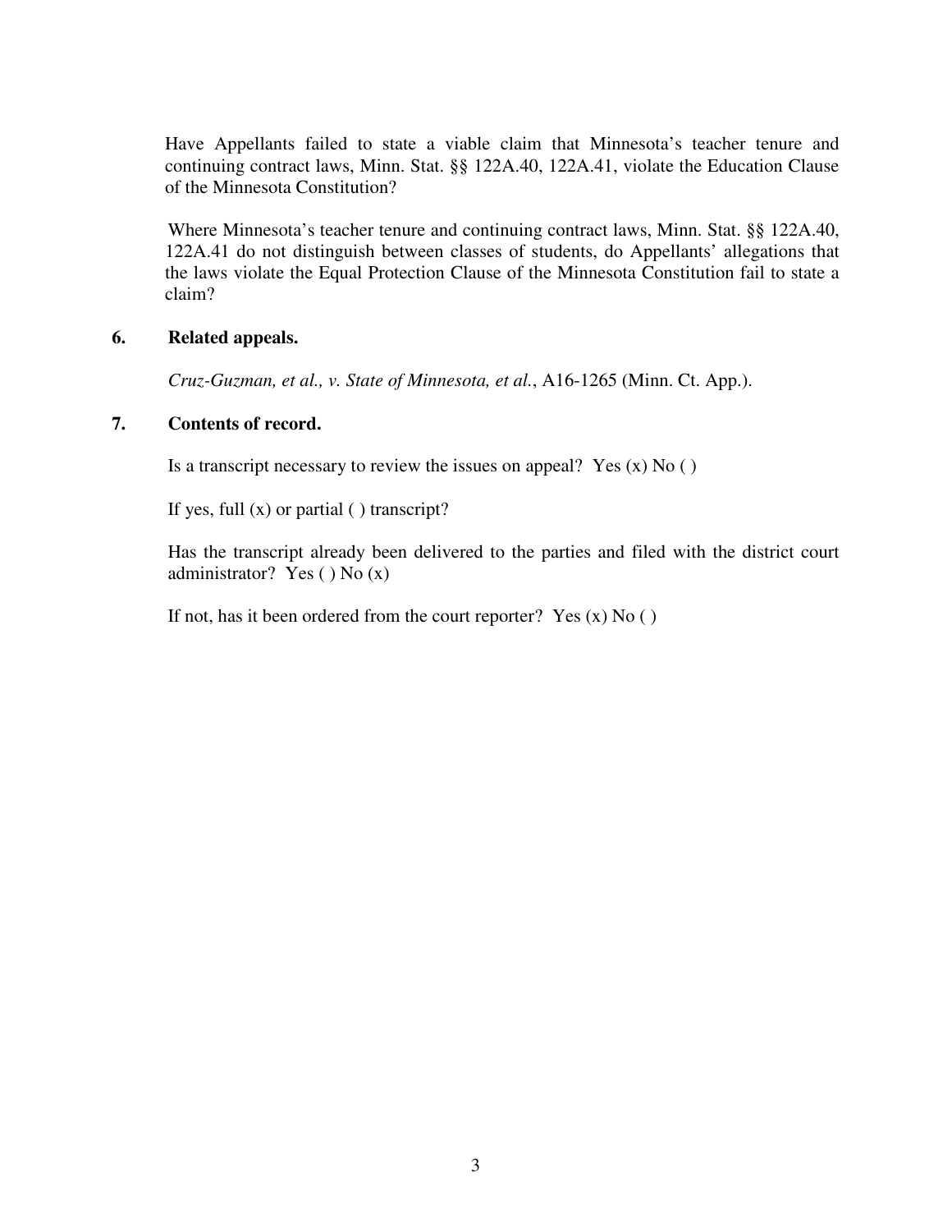Have Appellants failed to state a viable claim that Minnesota's teacher tenure and continuing contract laws, Minn. Stat. §§ 122A.40, 122A.41, violate the Education Clause of the Minnesota Constitution?

Where Minnesota's teacher tenure and continuing contract laws, Minn. Stat. §§ 122A.40, 122A.41 do not distinguish between classes of students, do Appellants' allegations that the laws violate the Equal Protection Clause of the Minnesota Constitution fail to state a claim?

**6. Related appeals.**

*Cruz-Guzman, et al., v. State of Minnesota, et al.*, A16-1265 (Minn. Ct. App.).

**7. Contents of record.**

Is a transcript necessary to review the issues on appeal? Yes (x) No ( )

If yes, full (x) or partial ( ) transcript?

Has the transcript already been delivered to the parties and filed with the district court administrator? Yes ( ) No (x)

If not, has it been ordered from the court reporter? Yes (x) No ( )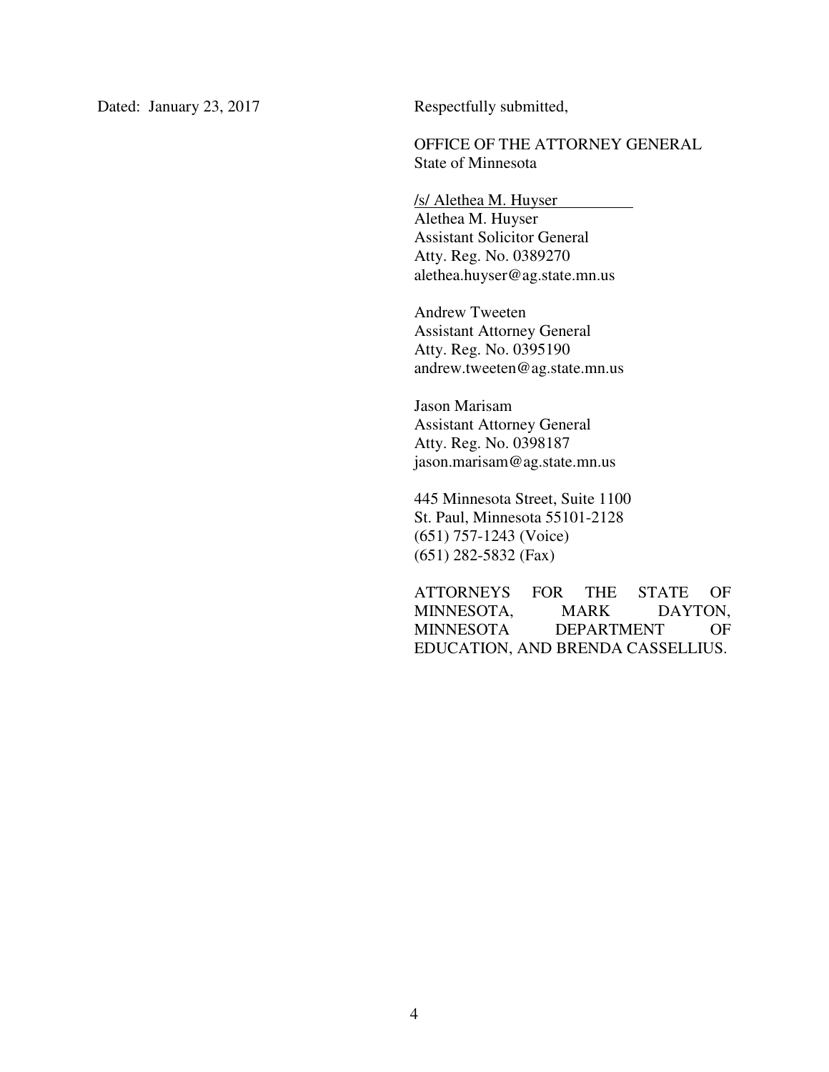Dated: January 23, 2017

Respectfully submitted,

OFFICE OF THE ATTORNEY GENERAL
State of Minnesota

/s/ Alethea M. Huyser
Alethea M. Huyser
Assistant Solicitor General
Atty. Reg. No. 0389270
alethea.huyser@ag.state.mn.us

Andrew Tweeten
Assistant Attorney General
Atty. Reg. No. 0395190
andrew.tweeten@ag.state.mn.us

Jason Marisam
Assistant Attorney General
Atty. Reg. No. 0398187
jason.marisam@ag.state.mn.us

445 Minnesota Street, Suite 1100
St. Paul, Minnesota 55101-2128
(651) 757-1243 (Voice)
(651) 282-5832 (Fax)

ATTORNEYS FOR THE STATE OF MINNESOTA, MARK DAYTON, MINNESOTA DEPARTMENT OF EDUCATION, AND BRENDA CASSELLIUS.